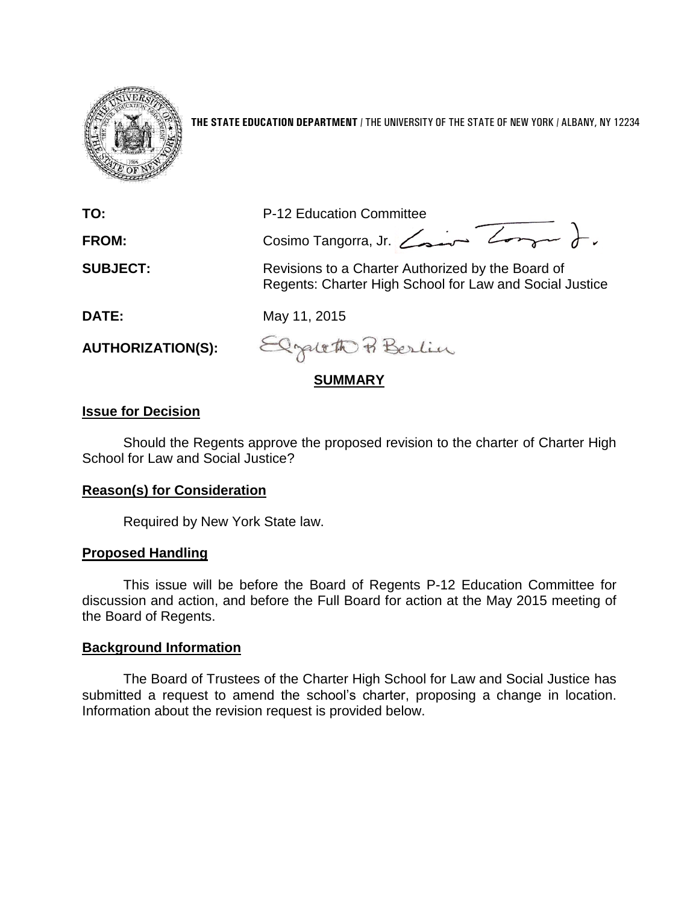**THE STATE EDUCATION DEPARTMENT** / THE UNIVERSITY OF THE STATE OF NEW YORK / ALBANY, NY 12234

**TO:** P-12 Education Committee

**FROM:** Cosimo Tangorra, Jr.

**SUBJECT:** Revisions to a Charter Authorized by the Board of Regents: Charter High School for Law and Social Justice

**DATE:** May 11, 2015

**AUTHORIZATION(S):**

## SUMMARY

### Issue for Decision

Should the Regents approve the proposed revision to the charter of Charter High School for Law and Social Justice?

### Reason(s) for Consideration

Required by New York State law.

### Proposed Handling

This issue will be before the Board of Regents P-12 Education Committee for discussion and action, and before the Full Board for action at the May 2015 meeting of the Board of Regents.

### Background Information

The Board of Trustees of the Charter High School for Law and Social Justice has submitted a request to amend the school's charter, proposing a change in location. Information about the revision request is provided below.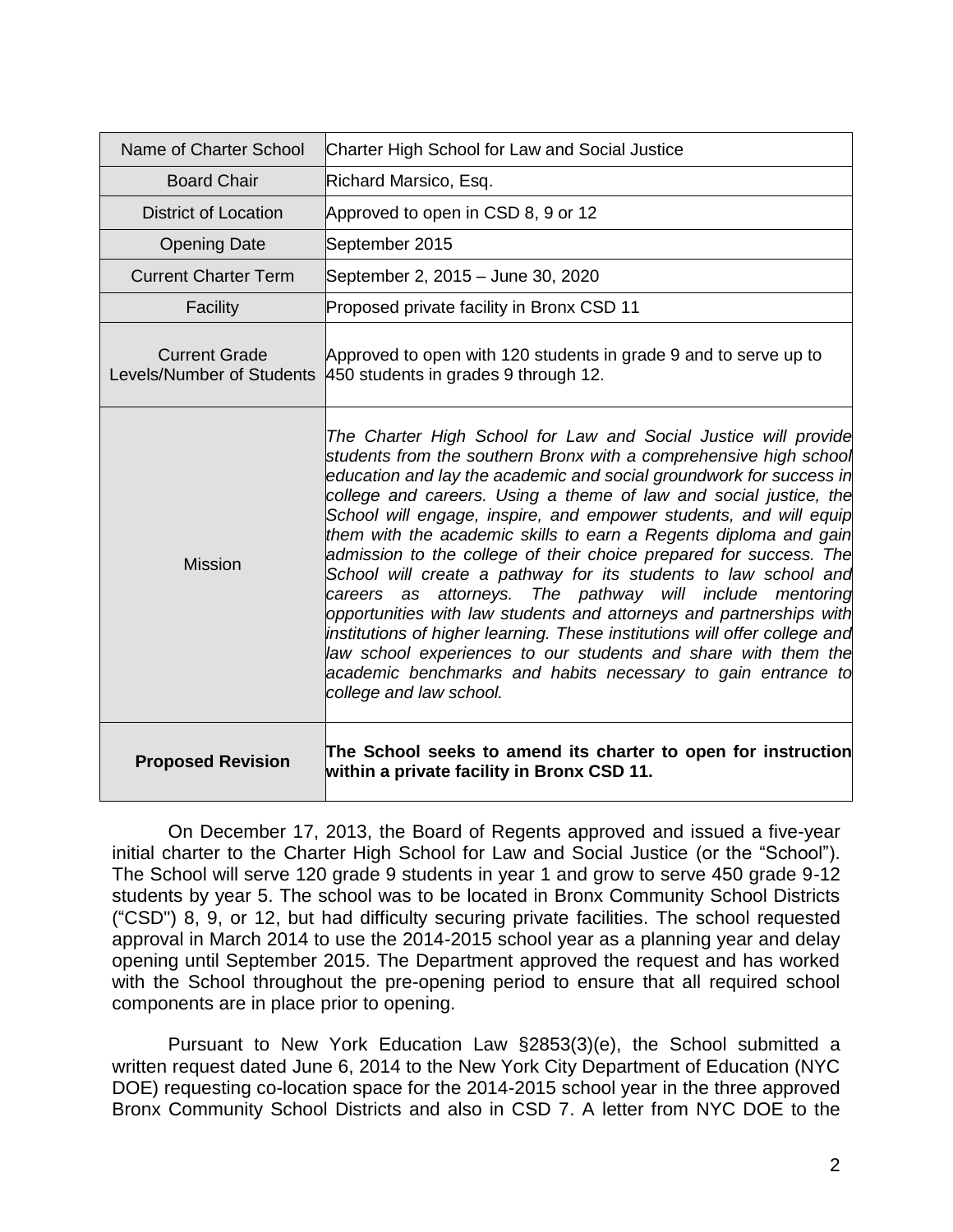| Name of Charter School | Charter High School for Law and Social Justice |
|---|---|
| Board Chair | Richard Marsico, Esq. |
| District of Location | Approved to open in CSD 8, 9 or 12 |
| Opening Date | September 2015 |
| Current Charter Term | September 2, 2015 – June 30, 2020 |
| Facility | Proposed private facility in Bronx CSD 11 |
| Current Grade Levels/Number of Students | Approved to open with 120 students in grade 9 and to serve up to 450 students in grades 9 through 12. |
| Mission | *The Charter High School for Law and Social Justice will provide students from the southern Bronx with a comprehensive high school education and lay the academic and social groundwork for success in college and careers. Using a theme of law and social justice, the School will engage, inspire, and empower students, and will equip them with the academic skills to earn a Regents diploma and gain admission to the college of their choice prepared for success. The School will create a pathway for its students to law school and careers as attorneys. The pathway will include mentoring opportunities with law students and attorneys and partnerships with institutions of higher learning. These institutions will offer college and law school experiences to our students and share with them the academic benchmarks and habits necessary to gain entrance to college and law school.* |
| **Proposed Revision** | **The School seeks to amend its charter to open for instruction within a private facility in Bronx CSD 11.** |

On December 17, 2013, the Board of Regents approved and issued a five-year initial charter to the Charter High School for Law and Social Justice (or the "School"). The School will serve 120 grade 9 students in year 1 and grow to serve 450 grade 9-12 students by year 5. The school was to be located in Bronx Community School Districts ("CSD") 8, 9, or 12, but had difficulty securing private facilities. The school requested approval in March 2014 to use the 2014-2015 school year as a planning year and delay opening until September 2015. The Department approved the request and has worked with the School throughout the pre-opening period to ensure that all required school components are in place prior to opening.

Pursuant to New York Education Law §2853(3)(e), the School submitted a written request dated June 6, 2014 to the New York City Department of Education (NYC DOE) requesting co-location space for the 2014-2015 school year in the three approved Bronx Community School Districts and also in CSD 7. A letter from NYC DOE to the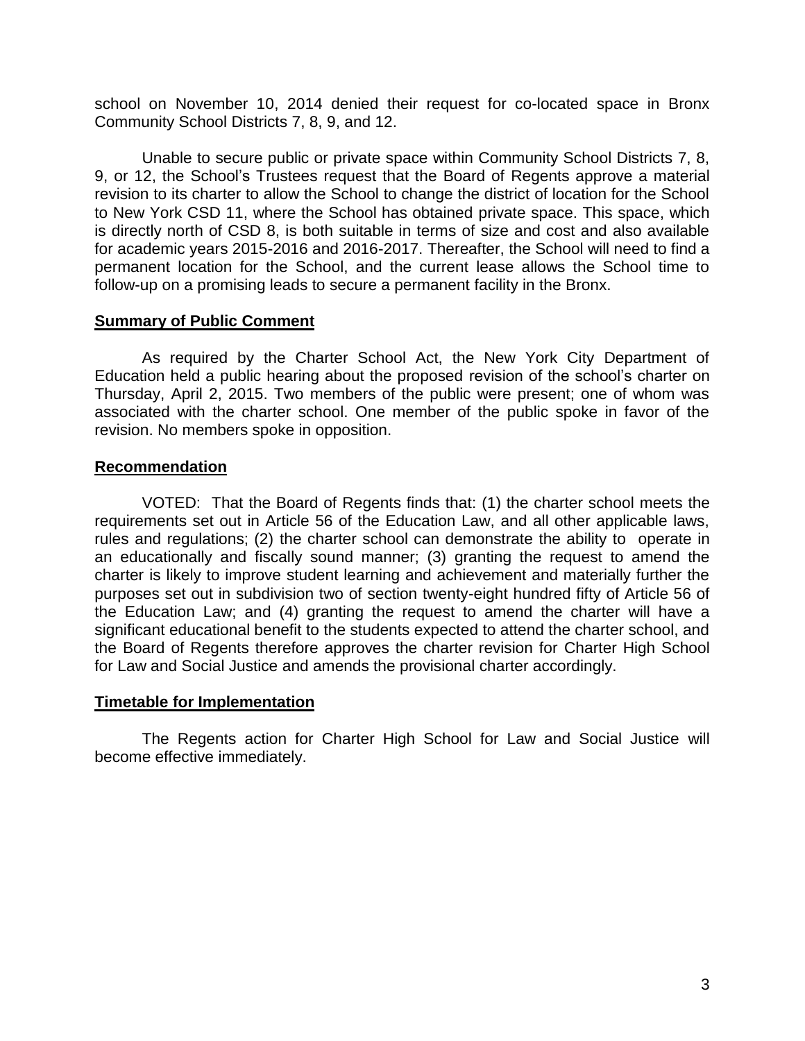school on November 10, 2014 denied their request for co-located space in Bronx Community School Districts 7, 8, 9, and 12.

Unable to secure public or private space within Community School Districts 7, 8, 9, or 12, the School's Trustees request that the Board of Regents approve a material revision to its charter to allow the School to change the district of location for the School to New York CSD 11, where the School has obtained private space. This space, which is directly north of CSD 8, is both suitable in terms of size and cost and also available for academic years 2015-2016 and 2016-2017. Thereafter, the School will need to find a permanent location for the School, and the current lease allows the School time to follow-up on a promising leads to secure a permanent facility in the Bronx.

## Summary of Public Comment

As required by the Charter School Act, the New York City Department of Education held a public hearing about the proposed revision of the school's charter on Thursday, April 2, 2015. Two members of the public were present; one of whom was associated with the charter school. One member of the public spoke in favor of the revision. No members spoke in opposition.

## Recommendation

VOTED: That the Board of Regents finds that: (1) the charter school meets the requirements set out in Article 56 of the Education Law, and all other applicable laws, rules and regulations; (2) the charter school can demonstrate the ability to operate in an educationally and fiscally sound manner; (3) granting the request to amend the charter is likely to improve student learning and achievement and materially further the purposes set out in subdivision two of section twenty-eight hundred fifty of Article 56 of the Education Law; and (4) granting the request to amend the charter will have a significant educational benefit to the students expected to attend the charter school, and the Board of Regents therefore approves the charter revision for Charter High School for Law and Social Justice and amends the provisional charter accordingly.

## Timetable for Implementation

The Regents action for Charter High School for Law and Social Justice will become effective immediately.